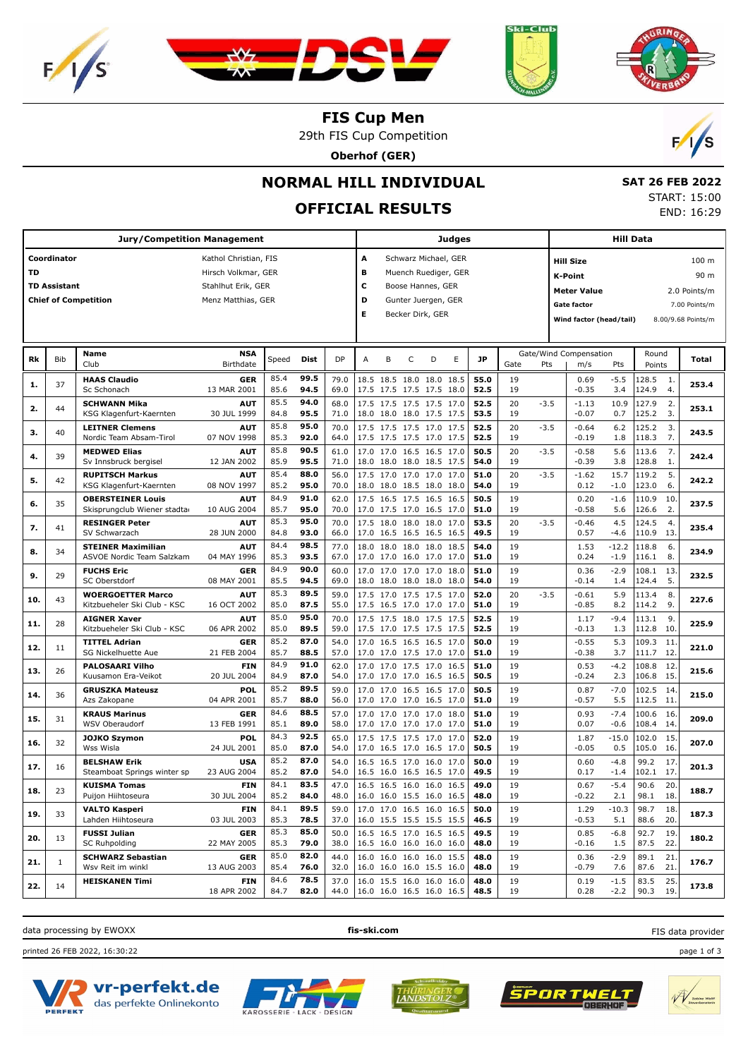# FIS Cup Men

29th FIS Cup Competition

**Oberhof (GER)**

## NORMAL HILL INDIVIDUAL

## OFFICIAL RESULTS

**SAT 26 FEB 2022**
START: 15:00
END: 16:29

| Jury/Competition Management | | Judges | | Hill Data | |
|---|---|---|---|---|---|
| **Coordinator** | Kathol Christian, FIS | **A** | Schwarz Michael, GER | **Hill Size** | 100 m |
| **TD** | Hirsch Volkmar, GER | **B** | Muench Ruediger, GER | **K-Point** | 90 m |
| **TD Assistant** | Stahlhut Erik, GER | **C** | Boose Hannes, GER | **Meter Value** | 2.0 Points/m |
| **Chief of Competition** | Menz Matthias, GER | **D** | Gunter Juergen, GER | **Gate factor** | 7.00 Points/m |
| | | **E** | Becker Dirk, GER | **Wind factor (head/tail)** | 8.00/9.68 Points/m |

| Rk | Bib | Name / Club | NSA / Birthdate | Speed | Dist | DP | A | B | C | D | E | JP | Gate | Pts | m/s | Pts | Round Points | Total |
|---|---|---|---|---|---|---|---|---|---|---|---|---|---|---|---|---|---|---|
| **1.** | 37 | **HAAS Claudio** | **GER** | 85.4 | **99.5** | 79.0 | 18.5 | 18.5 | 18.0 | 18.0 | 18.5 | **55.0** | 19 | | 0.69 | -5.5 | 128.5 1. | **253.4** |
| | | Sc Schonach | 13 MAR 2001 | 85.6 | **94.5** | 69.0 | 17.5 | 17.5 | 17.5 | 17.5 | 18.0 | **52.5** | 19 | | -0.35 | 3.4 | 124.9 4. | |
| **2.** | 44 | **SCHWANN Mika** | **AUT** | 85.5 | **94.0** | 68.0 | 17.5 | 17.5 | 17.5 | 17.5 | 17.0 | **52.5** | 20 | -3.5 | -1.13 | 10.9 | 127.9 2. | **253.1** |
| | | KSG Klagenfurt-Kaernten | 30 JUL 1999 | 84.8 | **95.5** | 71.0 | 18.0 | 18.0 | 18.0 | 17.5 | 17.5 | **53.5** | 19 | | -0.07 | 0.7 | 125.2 3. | |
| **3.** | 40 | **LEITNER Clemens** | **AUT** | 85.8 | **95.0** | 70.0 | 17.5 | 17.5 | 17.5 | 17.0 | 17.5 | **52.5** | 20 | -3.5 | -0.64 | 6.2 | 125.2 3. | **243.5** |
| | | Nordic Team Absam-Tirol | 07 NOV 1998 | 85.3 | **92.0** | 64.0 | 17.5 | 17.5 | 17.5 | 17.0 | 17.5 | **52.5** | 19 | | -0.19 | 1.8 | 118.3 7. | |
| **4.** | 39 | **MEDWED Elias** | **AUT** | 85.8 | **90.5** | 61.0 | 17.0 | 17.0 | 16.5 | 16.5 | 17.0 | **50.5** | 20 | -3.5 | -0.58 | 5.6 | 113.6 7. | **242.4** |
| | | Sv Innsbruck bergisel | 12 JAN 2002 | 85.9 | **95.5** | 71.0 | 18.0 | 18.0 | 18.0 | 18.5 | 17.5 | **54.0** | 19 | | -0.39 | 3.8 | 128.8 1. | |
| **5.** | 42 | **RUPITSCH Markus** | **AUT** | 85.4 | **88.0** | 56.0 | 17.5 | 17.0 | 17.0 | 17.0 | 17.0 | **51.0** | 20 | -3.5 | -1.62 | 15.7 | 119.2 5. | **242.2** |
| | | KSG Klagenfurt-Kaernten | 08 NOV 1997 | 85.2 | **95.0** | 70.0 | 18.0 | 18.0 | 18.5 | 18.0 | 18.0 | **54.0** | 19 | | 0.12 | -1.0 | 123.0 6. | |
| **6.** | 35 | **OBERSTEINER Louis** | **AUT** | 84.9 | **91.0** | 62.0 | 17.5 | 16.5 | 17.5 | 16.5 | 16.5 | **50.5** | 19 | | 0.20 | -1.6 | 110.9 10. | **237.5** |
| | | Skisprungclub Wiener stadta | 10 AUG 2004 | 85.7 | **95.0** | 70.0 | 17.0 | 17.5 | 17.0 | 16.5 | 17.0 | **51.0** | 19 | | -0.58 | 5.6 | 126.6 2. | |
| **7.** | 41 | **RESINGER Peter** | **AUT** | 85.3 | **95.0** | 70.0 | 17.5 | 18.0 | 18.0 | 18.0 | 17.0 | **53.5** | 20 | -3.5 | -0.46 | 4.5 | 124.5 4. | **235.4** |
| | | SV Schwarzach | 28 JUN 2000 | 84.8 | **93.0** | 66.0 | 17.0 | 16.5 | 16.5 | 16.5 | 16.5 | **49.5** | 19 | | 0.57 | -4.6 | 110.9 13. | |
| **8.** | 34 | **STEINER Maximilian** | **AUT** | 84.4 | **98.5** | 77.0 | 18.0 | 18.0 | 18.0 | 18.0 | 18.5 | **54.0** | 19 | | 1.53 | -12.2 | 118.8 6. | **234.9** |
| | | ASVOE Nordic Team Salzkam | 04 MAY 1996 | 85.3 | **93.5** | 67.0 | 17.0 | 17.0 | 16.0 | 17.0 | 17.0 | **51.0** | 19 | | 0.24 | -1.9 | 116.1 8. | |
| **9.** | 29 | **FUCHS Eric** | **GER** | 84.9 | **90.0** | 60.0 | 17.0 | 17.0 | 17.0 | 17.0 | 18.0 | **51.0** | 19 | | 0.36 | -2.9 | 108.1 13. | **232.5** |
| | | SC Oberstdorf | 08 MAY 2001 | 85.5 | **94.5** | 69.0 | 18.0 | 18.0 | 18.0 | 18.0 | 18.0 | **54.0** | 19 | | -0.14 | 1.4 | 124.4 5. | |
| **10.** | 43 | **WOERGOETTER Marco** | **AUT** | 85.3 | **89.5** | 59.0 | 17.5 | 17.0 | 17.5 | 17.5 | 17.0 | **52.0** | 20 | -3.5 | -0.61 | 5.9 | 113.4 8. | **227.6** |
| | | Kitzbueheler Ski Club - KSC | 16 OCT 2002 | 85.0 | **87.5** | 55.0 | 17.5 | 16.5 | 17.0 | 17.0 | 17.0 | **51.0** | 19 | | -0.85 | 8.2 | 114.2 9. | |
| **11.** | 28 | **AIGNER Xaver** | **AUT** | 85.0 | **95.0** | 70.0 | 17.5 | 17.5 | 18.0 | 17.5 | 17.5 | **52.5** | 19 | | 1.17 | -9.4 | 113.1 9. | **225.9** |
| | | Kitzbueheler Ski Club - KSC | 06 APR 2002 | 85.0 | **89.5** | 59.0 | 17.5 | 17.0 | 17.5 | 17.5 | 17.5 | **52.5** | 19 | | -0.13 | 1.3 | 112.8 10. | |
| **12.** | 11 | **TITTEL Adrian** | **GER** | 85.2 | **87.0** | 54.0 | 17.0 | 16.5 | 16.5 | 16.5 | 17.0 | **50.0** | 19 | | -0.55 | 5.3 | 109.3 11. | **221.0** |
| | | SG Nickelhuette Aue | 21 FEB 2004 | 85.7 | **88.5** | 57.0 | 17.0 | 17.0 | 17.5 | 17.0 | 17.0 | **51.0** | 19 | | -0.38 | 3.7 | 111.7 12. | |
| **13.** | 26 | **PALOSAARI Vilho** | **FIN** | 84.9 | **91.0** | 62.0 | 17.0 | 17.0 | 17.5 | 17.0 | 16.5 | **51.0** | 19 | | 0.53 | -4.2 | 108.8 12. | **215.6** |
| | | Kuusamon Era-Veikot | 20 JUL 2004 | 84.9 | **87.0** | 54.0 | 17.0 | 17.0 | 17.0 | 16.5 | 16.5 | **50.5** | 19 | | -0.24 | 2.3 | 106.8 15. | |
| **14.** | 36 | **GRUSZKA Mateusz** | **POL** | 85.2 | **89.5** | 59.0 | 17.0 | 17.0 | 16.5 | 16.5 | 17.0 | **50.5** | 19 | | 0.87 | -7.0 | 102.5 14. | **215.0** |
| | | Azs Zakopane | 04 APR 2001 | 85.7 | **88.0** | 56.0 | 17.0 | 17.0 | 17.0 | 16.5 | 17.0 | **51.0** | 19 | | -0.57 | 5.5 | 112.5 11. | |
| **15.** | 31 | **KRAUS Marinus** | **GER** | 84.6 | **88.5** | 57.0 | 17.0 | 17.0 | 17.0 | 17.0 | 18.0 | **51.0** | 19 | | 0.93 | -7.4 | 100.6 16. | **209.0** |
| | | WSV Oberaudorf | 13 FEB 1991 | 85.1 | **89.0** | 58.0 | 17.0 | 17.0 | 17.0 | 17.0 | 17.0 | **51.0** | 19 | | 0.07 | -0.6 | 108.4 14. | |
| **16.** | 32 | **JOJKO Szymon** | **POL** | 84.3 | **92.5** | 65.0 | 17.5 | 17.5 | 17.5 | 17.0 | 17.0 | **52.0** | 19 | | 1.87 | -15.0 | 102.0 15. | **207.0** |
| | | Wss Wisla | 24 JUL 2001 | 85.0 | **87.0** | 54.0 | 17.0 | 16.5 | 17.0 | 16.5 | 17.0 | **50.5** | 19 | | -0.05 | 0.5 | 105.0 16. | |
| **17.** | 16 | **BELSHAW Erik** | **USA** | 85.2 | **87.0** | 54.0 | 16.5 | 16.5 | 17.0 | 16.0 | 17.0 | **50.0** | 19 | | 0.60 | -4.8 | 99.2 17. | **201.3** |
| | | Steamboat Springs winter sp | 23 AUG 2004 | 85.2 | **87.0** | 54.0 | 16.5 | 16.0 | 16.5 | 16.5 | 17.0 | **49.5** | 19 | | 0.17 | -1.4 | 102.1 17. | |
| **18.** | 23 | **KUISMA Tomas** | **FIN** | 84.1 | **83.5** | 47.0 | 16.5 | 16.5 | 16.0 | 16.0 | 16.5 | **49.0** | 19 | | 0.67 | -5.4 | 90.6 20. | **188.7** |
| | | Puijon Hiihtoseura | 30 JUL 2004 | 85.2 | **84.0** | 48.0 | 16.0 | 16.0 | 15.5 | 16.0 | 16.5 | **48.0** | 19 | | -0.22 | 2.1 | 98.1 18. | |
| **19.** | 33 | **VALTO Kasperi** | **FIN** | 84.1 | **89.5** | 59.0 | 17.0 | 17.0 | 16.5 | 16.0 | 16.5 | **50.0** | 19 | | 1.29 | -10.3 | 98.7 18. | **187.3** |
| | | Lahden Hiihtoseura | 03 JUL 2003 | 85.3 | **78.5** | 37.0 | 16.0 | 15.5 | 15.5 | 15.5 | 15.5 | **46.5** | 19 | | -0.53 | 5.1 | 88.6 20. | |
| **20.** | 13 | **FUSSI Julian** | **GER** | 85.3 | **85.0** | 50.0 | 16.5 | 16.5 | 17.0 | 16.5 | 16.5 | **49.5** | 19 | | 0.85 | -6.8 | 92.7 19. | **180.2** |
| | | SC Ruhpolding | 22 MAY 2005 | 85.3 | **79.0** | 38.0 | 16.5 | 16.0 | 16.0 | 16.0 | 16.0 | **48.0** | 19 | | -0.16 | 1.5 | 87.5 22. | |
| **21.** | 1 | **SCHWARZ Sebastian** | **GER** | 85.0 | **82.0** | 44.0 | 16.0 | 16.0 | 16.0 | 16.0 | 15.5 | **48.0** | 19 | | 0.36 | -2.9 | 89.1 21. | **176.7** |
| | | Wsv Reit im winkl | 13 AUG 2003 | 85.4 | **76.0** | 32.0 | 16.0 | 16.0 | 16.0 | 15.5 | 16.0 | **48.0** | 19 | | -0.79 | 7.6 | 87.6 21. | |
| **22.** | 14 | **HEISKANEN Timi** | **FIN** | 84.6 | **78.5** | 37.0 | 16.0 | 15.5 | 16.0 | 16.0 | 16.0 | **48.0** | 19 | | 0.19 | -1.5 | 83.5 25. | **173.8** |
| | | | 18 APR 2002 | 84.7 | **82.0** | 44.0 | 16.0 | 16.0 | 16.5 | 16.0 | 16.5 | **48.5** | 19 | | 0.28 | -2.2 | 90.3 19. | |

data processing by EWOXX — **fis-ski.com** — FIS data provider

printed 26 FEB 2022, 16:30:22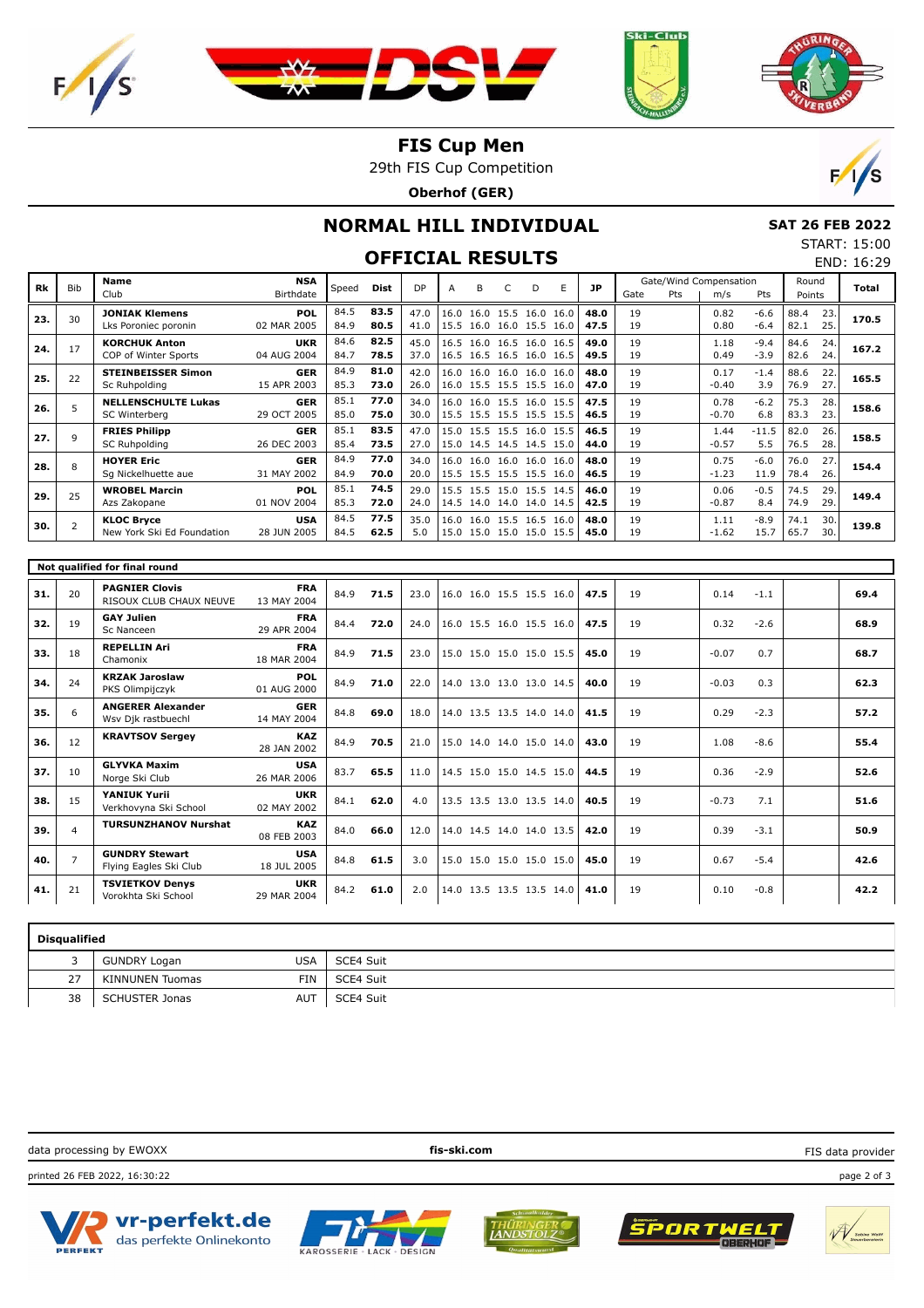# FIS Cup Men

29th FIS Cup Competition

**Oberhof (GER)**

## NORMAL HILL INDIVIDUAL

**SAT 26 FEB 2022**

START: 15:00

END: 16:29

## OFFICIAL RESULTS

| Rk | Bib | Name / Club | NSA / Birthdate | Speed | Dist | DP | A | B | C | D | E | JP | Gate | Pts | m/s | Pts | Round Points | | Total |
|---|---|---|---|---|---|---|---|---|---|---|---|---|---|---|---|---|---|---|---|
| **23.** | 30 | **JONIAK Klemens** | **POL** | 84.5 | **83.5** | 47.0 | 16.0 | 16.0 | 15.5 | 16.0 | 16.0 | **48.0** | 19 | | 0.82 | -6.6 | 88.4 | 23. | **170.5** |
| | | Lks Poroniec poronin | 02 MAR 2005 | 84.9 | **80.5** | 41.0 | 15.5 | 16.0 | 16.0 | 15.5 | 16.0 | **47.5** | 19 | | 0.80 | -6.4 | 82.1 | 25. | |
| **24.** | 17 | **KORCHUK Anton** | **UKR** | 84.6 | **82.5** | 45.0 | 16.5 | 16.0 | 16.5 | 16.0 | 16.5 | **49.0** | 19 | | 1.18 | -9.4 | 84.6 | 24. | **167.2** |
| | | COP of Winter Sports | 04 AUG 2004 | 84.7 | **78.5** | 37.0 | 16.5 | 16.5 | 16.5 | 16.0 | 16.5 | **49.5** | 19 | | 0.49 | -3.9 | 82.6 | 24. | |
| **25.** | 22 | **STEINBEISSER Simon** | **GER** | 84.9 | **81.0** | 42.0 | 16.0 | 16.0 | 16.0 | 16.0 | 16.0 | **48.0** | 19 | | 0.17 | -1.4 | 88.6 | 22. | **165.5** |
| | | Sc Ruhpolding | 15 APR 2003 | 85.3 | **73.0** | 26.0 | 16.0 | 15.5 | 15.5 | 15.5 | 16.0 | **47.0** | 19 | | -0.40 | 3.9 | 76.9 | 27. | |
| **26.** | 5 | **NELLENSCHULTE Lukas** | **GER** | 85.1 | **77.0** | 34.0 | 16.0 | 16.0 | 15.5 | 16.0 | 15.5 | **47.5** | 19 | | 0.78 | -6.2 | 75.3 | 28. | **158.6** |
| | | SC Winterberg | 29 OCT 2005 | 85.0 | **75.0** | 30.0 | 15.5 | 15.5 | 15.5 | 15.5 | 15.5 | **46.5** | 19 | | -0.70 | 6.8 | 83.3 | 23. | |
| **27.** | 9 | **FRIES Philipp** | **GER** | 85.1 | **83.5** | 47.0 | 15.0 | 15.5 | 15.5 | 16.0 | 15.5 | **46.5** | 19 | | 1.44 | -11.5 | 82.0 | 26. | **158.5** |
| | | SC Ruhpolding | 26 DEC 2003 | 85.4 | **73.5** | 27.0 | 15.0 | 14.5 | 14.5 | 14.5 | 15.0 | **44.0** | 19 | | -0.57 | 5.5 | 76.5 | 28. | |
| **28.** | 8 | **HOYER Eric** | **GER** | 84.9 | **77.0** | 34.0 | 16.0 | 16.0 | 16.0 | 16.0 | 16.0 | **48.0** | 19 | | 0.75 | -6.0 | 76.0 | 27. | **154.4** |
| | | Sg Nickelhuette aue | 31 MAY 2002 | 84.9 | **70.0** | 20.0 | 15.5 | 15.5 | 15.5 | 15.5 | 16.0 | **46.5** | 19 | | -1.23 | 11.9 | 78.4 | 26. | |
| **29.** | 25 | **WROBEL Marcin** | **POL** | 85.1 | **74.5** | 29.0 | 15.5 | 15.5 | 15.0 | 15.5 | 14.5 | **46.0** | 19 | | 0.06 | -0.5 | 74.5 | 29. | **149.4** |
| | | Azs Zakopane | 01 NOV 2004 | 85.3 | **72.0** | 24.0 | 14.5 | 14.0 | 14.0 | 14.0 | 14.5 | **42.5** | 19 | | -0.87 | 8.4 | 74.9 | 29. | |
| **30.** | 2 | **KLOC Bryce** | **USA** | 84.5 | **77.5** | 35.0 | 16.0 | 16.0 | 15.5 | 16.5 | 16.0 | **48.0** | 19 | | 1.11 | -8.9 | 74.1 | 30. | **139.8** |
| | | New York Ski Ed Foundation | 28 JUN 2005 | 84.5 | **62.5** | 5.0 | 15.0 | 15.0 | 15.0 | 15.0 | 15.5 | **45.0** | 19 | | -1.62 | 15.7 | 65.7 | 30. | |

### Not qualified for final round

| Rk | Bib | Name / Club | NSA / Birthdate | Speed | Dist | DP | A | B | C | D | E | JP | Gate | Pts | m/s | Pts | Round Points | Total |
|---|---|---|---|---|---|---|---|---|---|---|---|---|---|---|---|---|---|---|
| **31.** | 20 | **PAGNIER Clovis** RISOUX CLUB CHAUX NEUVE | **FRA** 13 MAY 2004 | 84.9 | **71.5** | 23.0 | 16.0 | 16.0 | 15.5 | 15.5 | 16.0 | **47.5** | 19 | | 0.14 | -1.1 | | **69.4** |
| **32.** | 19 | **GAY Julien** Sc Nanceen | **FRA** 29 APR 2004 | 84.4 | **72.0** | 24.0 | 16.0 | 15.5 | 16.0 | 15.5 | 16.0 | **47.5** | 19 | | 0.32 | -2.6 | | **68.9** |
| **33.** | 18 | **REPELLIN Ari** Chamonix | **FRA** 18 MAR 2004 | 84.9 | **71.5** | 23.0 | 15.0 | 15.0 | 15.0 | 15.0 | 15.5 | **45.0** | 19 | | -0.07 | 0.7 | | **68.7** |
| **34.** | 24 | **KRZAK Jaroslaw** PKS Olimpijczyk | **POL** 01 AUG 2000 | 84.9 | **71.0** | 22.0 | 14.0 | 13.0 | 13.0 | 13.0 | 14.5 | **40.0** | 19 | | -0.03 | 0.3 | | **62.3** |
| **35.** | 6 | **ANGERER Alexander** Wsv Djk rastbuechl | **GER** 14 MAY 2004 | 84.8 | **69.0** | 18.0 | 14.0 | 13.5 | 13.5 | 14.0 | 14.0 | **41.5** | 19 | | 0.29 | -2.3 | | **57.2** |
| **36.** | 12 | **KRAVTSOV Sergey** | **KAZ** 28 JAN 2002 | 84.9 | **70.5** | 21.0 | 15.0 | 14.0 | 14.0 | 15.0 | 14.0 | **43.0** | 19 | | 1.08 | -8.6 | | **55.4** |
| **37.** | 10 | **GLYVKA Maxim** Norge Ski Club | **USA** 26 MAR 2006 | 83.7 | **65.5** | 11.0 | 14.5 | 15.0 | 15.0 | 14.5 | 15.0 | **44.5** | 19 | | 0.36 | -2.9 | | **52.6** |
| **38.** | 15 | **YANIUK Yurii** Verkhovyna Ski School | **UKR** 02 MAY 2002 | 84.1 | **62.0** | 4.0 | 13.5 | 13.5 | 13.0 | 13.5 | 14.0 | **40.5** | 19 | | -0.73 | 7.1 | | **51.6** |
| **39.** | 4 | **TURSUNZHANOV Nurshat** | **KAZ** 08 FEB 2003 | 84.0 | **66.0** | 12.0 | 14.0 | 14.5 | 14.0 | 14.0 | 13.5 | **42.0** | 19 | | 0.39 | -3.1 | | **50.9** |
| **40.** | 7 | **GUNDRY Stewart** Flying Eagles Ski Club | **USA** 18 JUL 2005 | 84.8 | **61.5** | 3.0 | 15.0 | 15.0 | 15.0 | 15.0 | 15.0 | **45.0** | 19 | | 0.67 | -5.4 | | **42.6** |
| **41.** | 21 | **TSVIETKOV Denys** Vorokhta Ski School | **UKR** 29 MAR 2004 | 84.2 | **61.0** | 2.0 | 14.0 | 13.5 | 13.5 | 13.5 | 14.0 | **41.0** | 19 | | 0.10 | -0.8 | | **42.2** |

### Disqualified

| Bib | Name | NSA | Reason |
|---|---|---|---|
| 3 | GUNDRY Logan | USA | SCE4 Suit |
| 27 | KINNUNEN Tuomas | FIN | SCE4 Suit |
| 38 | SCHUSTER Jonas | AUT | SCE4 Suit |

data processing by EWOXX — fis-ski.com — FIS data provider

printed 26 FEB 2022, 16:30:22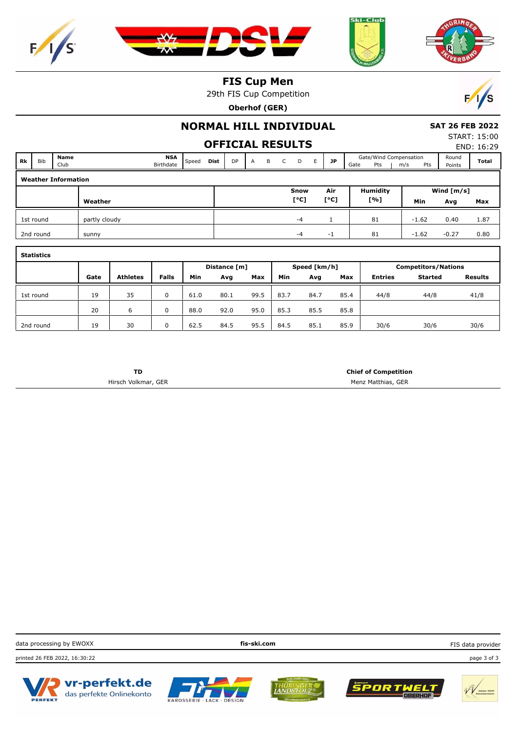# FIS Cup Men

29th FIS Cup Competition

**Oberhof (GER)**

## NORMAL HILL INDIVIDUAL

**SAT 26 FEB 2022**

START: 15:00

END: 16:29

## OFFICIAL RESULTS

| Rk | Bib | Name / Club | NSA / Birthdate | Speed | Dist | DP | A | B | C | D | E | JP | Gate/Wind Compensation: Gate | Pts | m/s | Pts | Round Points | Total |
|---|---|---|---|---|---|---|---|---|---|---|---|---|---|---|---|---|---|---|

### Weather Information

| | Weather | Snow [°C] | Air [°C] | Humidity [%] | Wind [m/s] Min | Avg | Max |
|---|---|---|---|---|---|---|---|
| 1st round | partly cloudy | -4 | 1 | 81 | -1.62 | 0.40 | 1.87 |
| 2nd round | sunny | -4 | -1 | 81 | -1.62 | -0.27 | 0.80 |

### Statistics

| | Gate | Athletes | Falls | Distance [m] Min | Avg | Max | Speed [km/h] Min | Avg | Max | Competitors/Nations Entries | Started | Results |
|---|---|---|---|---|---|---|---|---|---|---|---|---|
| 1st round | 19 | 35 | 0 | 61.0 | 80.1 | 99.5 | 83.7 | 84.7 | 85.4 | 44/8 | 44/8 | 41/8 |
| | 20 | 6 | 0 | 88.0 | 92.0 | 95.0 | 85.3 | 85.5 | 85.8 | | | |
| 2nd round | 19 | 30 | 0 | 62.5 | 84.5 | 95.5 | 84.5 | 85.1 | 85.9 | 30/6 | 30/6 | 30/6 |

**TD**
Hirsch Volkmar, GER

**Chief of Competition**
Menz Matthias, GER

data processing by EWOXX

**fis-ski.com**

FIS data provider

printed 26 FEB 2022, 16:30:22